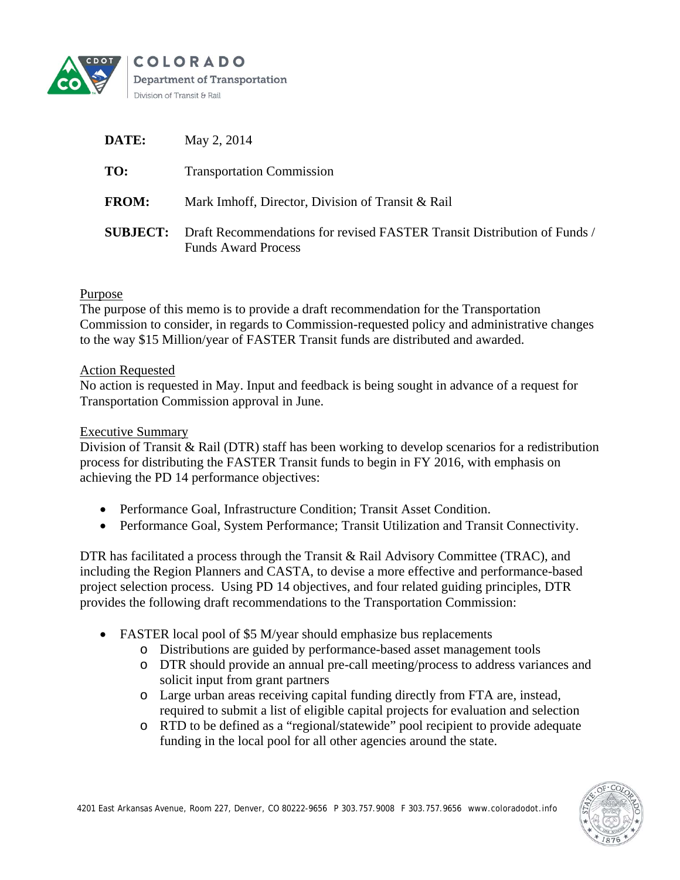COLORADO
Department of Transportation
Division of Transit & Rail

| | |
|---|---|
| **DATE:** | May 2, 2014 |
| **TO:** | Transportation Commission |
| **FROM:** | Mark Imhoff, Director, Division of Transit & Rail |
| **SUBJECT:** | Draft Recommendations for revised FASTER Transit Distribution of Funds / Funds Award Process |

## Purpose

The purpose of this memo is to provide a draft recommendation for the Transportation Commission to consider, in regards to Commission-requested policy and administrative changes to the way $15 Million/year of FASTER Transit funds are distributed and awarded.

## Action Requested

No action is requested in May. Input and feedback is being sought in advance of a request for Transportation Commission approval in June.

## Executive Summary

Division of Transit & Rail (DTR) staff has been working to develop scenarios for a redistribution process for distributing the FASTER Transit funds to begin in FY 2016, with emphasis on achieving the PD 14 performance objectives:

- Performance Goal, Infrastructure Condition; Transit Asset Condition.
- Performance Goal, System Performance; Transit Utilization and Transit Connectivity.

DTR has facilitated a process through the Transit & Rail Advisory Committee (TRAC), and including the Region Planners and CASTA, to devise a more effective and performance-based project selection process. Using PD 14 objectives, and four related guiding principles, DTR provides the following draft recommendations to the Transportation Commission:

- FASTER local pool of $5 M/year should emphasize bus replacements
  - Distributions are guided by performance-based asset management tools
  - DTR should provide an annual pre-call meeting/process to address variances and solicit input from grant partners
  - Large urban areas receiving capital funding directly from FTA are, instead, required to submit a list of eligible capital projects for evaluation and selection
  - RTD to be defined as a "regional/statewide" pool recipient to provide adequate funding in the local pool for all other agencies around the state.

4201 East Arkansas Avenue, Room 227, Denver, CO 80222-9656 P 303.757.9008 F 303.757.9656 www.coloradodot.info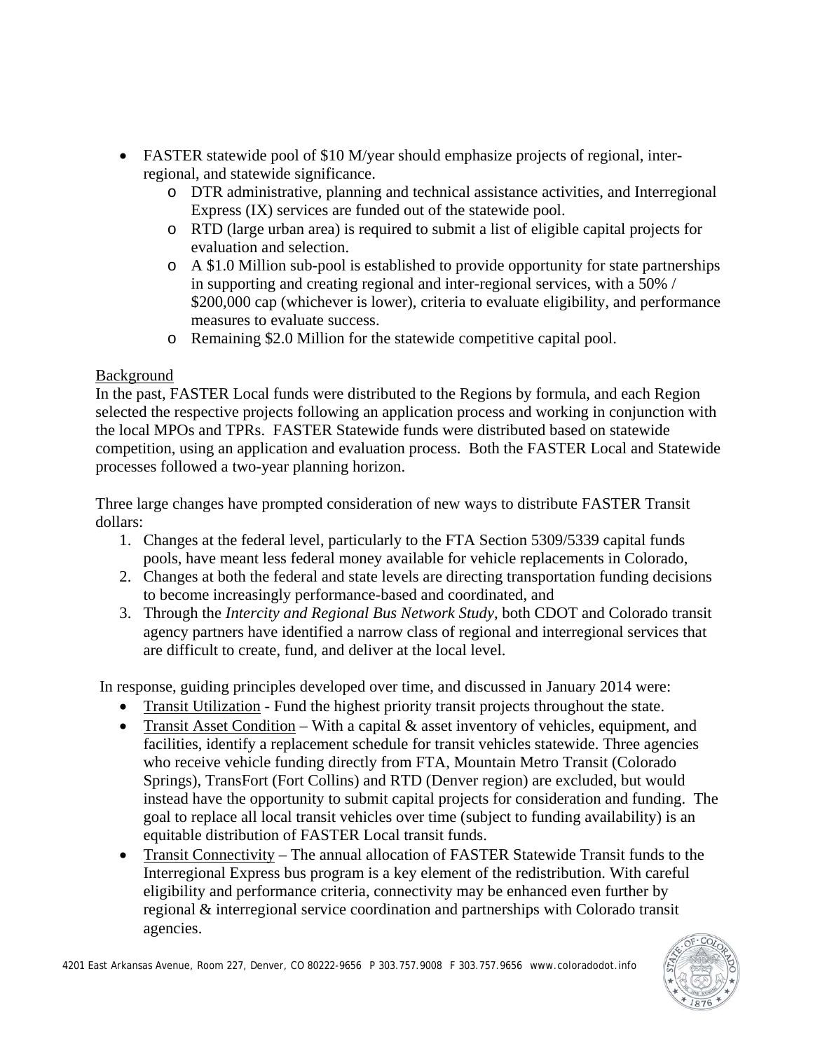- FASTER statewide pool of $10 M/year should emphasize projects of regional, inter-regional, and statewide significance.
  - DTR administrative, planning and technical assistance activities, and Interregional Express (IX) services are funded out of the statewide pool.
  - RTD (large urban area) is required to submit a list of eligible capital projects for evaluation and selection.
  - A $1.0 Million sub-pool is established to provide opportunity for state partnerships in supporting and creating regional and inter-regional services, with a 50% / $200,000 cap (whichever is lower), criteria to evaluate eligibility, and performance measures to evaluate success.
  - Remaining $2.0 Million for the statewide competitive capital pool.

Background

In the past, FASTER Local funds were distributed to the Regions by formula, and each Region selected the respective projects following an application process and working in conjunction with the local MPOs and TPRs. FASTER Statewide funds were distributed based on statewide competition, using an application and evaluation process. Both the FASTER Local and Statewide processes followed a two-year planning horizon.

Three large changes have prompted consideration of new ways to distribute FASTER Transit dollars:

1. Changes at the federal level, particularly to the FTA Section 5309/5339 capital funds pools, have meant less federal money available for vehicle replacements in Colorado,
2. Changes at both the federal and state levels are directing transportation funding decisions to become increasingly performance-based and coordinated, and
3. Through the *Intercity and Regional Bus Network Study*, both CDOT and Colorado transit agency partners have identified a narrow class of regional and interregional services that are difficult to create, fund, and deliver at the local level.

In response, guiding principles developed over time, and discussed in January 2014 were:

- Transit Utilization - Fund the highest priority transit projects throughout the state.
- Transit Asset Condition – With a capital & asset inventory of vehicles, equipment, and facilities, identify a replacement schedule for transit vehicles statewide. Three agencies who receive vehicle funding directly from FTA, Mountain Metro Transit (Colorado Springs), TransFort (Fort Collins) and RTD (Denver region) are excluded, but would instead have the opportunity to submit capital projects for consideration and funding. The goal to replace all local transit vehicles over time (subject to funding availability) is an equitable distribution of FASTER Local transit funds.
- Transit Connectivity – The annual allocation of FASTER Statewide Transit funds to the Interregional Express bus program is a key element of the redistribution. With careful eligibility and performance criteria, connectivity may be enhanced even further by regional & interregional service coordination and partnerships with Colorado transit agencies.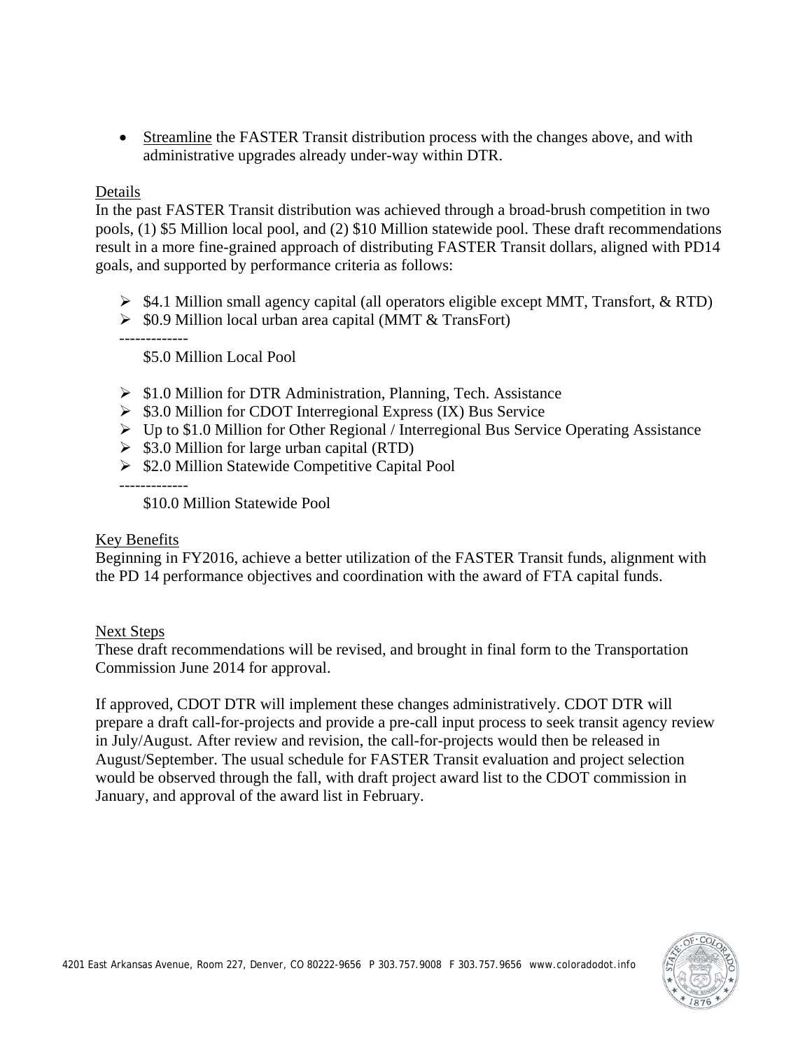- Streamline the FASTER Transit distribution process with the changes above, and with administrative upgrades already under-way within DTR.

Details

In the past FASTER Transit distribution was achieved through a broad-brush competition in two pools, (1) $5 Million local pool, and (2) $10 Million statewide pool. These draft recommendations result in a more fine-grained approach of distributing FASTER Transit dollars, aligned with PD14 goals, and supported by performance criteria as follows:

- $4.1 Million small agency capital (all operators eligible except MMT, Transfort, & RTD)
- $0.9 Million local urban area capital (MMT & TransFort)

-------------

$5.0 Million Local Pool

- $1.0 Million for DTR Administration, Planning, Tech. Assistance
- $3.0 Million for CDOT Interregional Express (IX) Bus Service
- Up to $1.0 Million for Other Regional / Interregional Bus Service Operating Assistance
- $3.0 Million for large urban capital (RTD)
- $2.0 Million Statewide Competitive Capital Pool

-------------

$10.0 Million Statewide Pool

Key Benefits

Beginning in FY2016, achieve a better utilization of the FASTER Transit funds, alignment with the PD 14 performance objectives and coordination with the award of FTA capital funds.

Next Steps

These draft recommendations will be revised, and brought in final form to the Transportation Commission June 2014 for approval.

If approved, CDOT DTR will implement these changes administratively. CDOT DTR will prepare a draft call-for-projects and provide a pre-call input process to seek transit agency review in July/August. After review and revision, the call-for-projects would then be released in August/September. The usual schedule for FASTER Transit evaluation and project selection would be observed through the fall, with draft project award list to the CDOT commission in January, and approval of the award list in February.